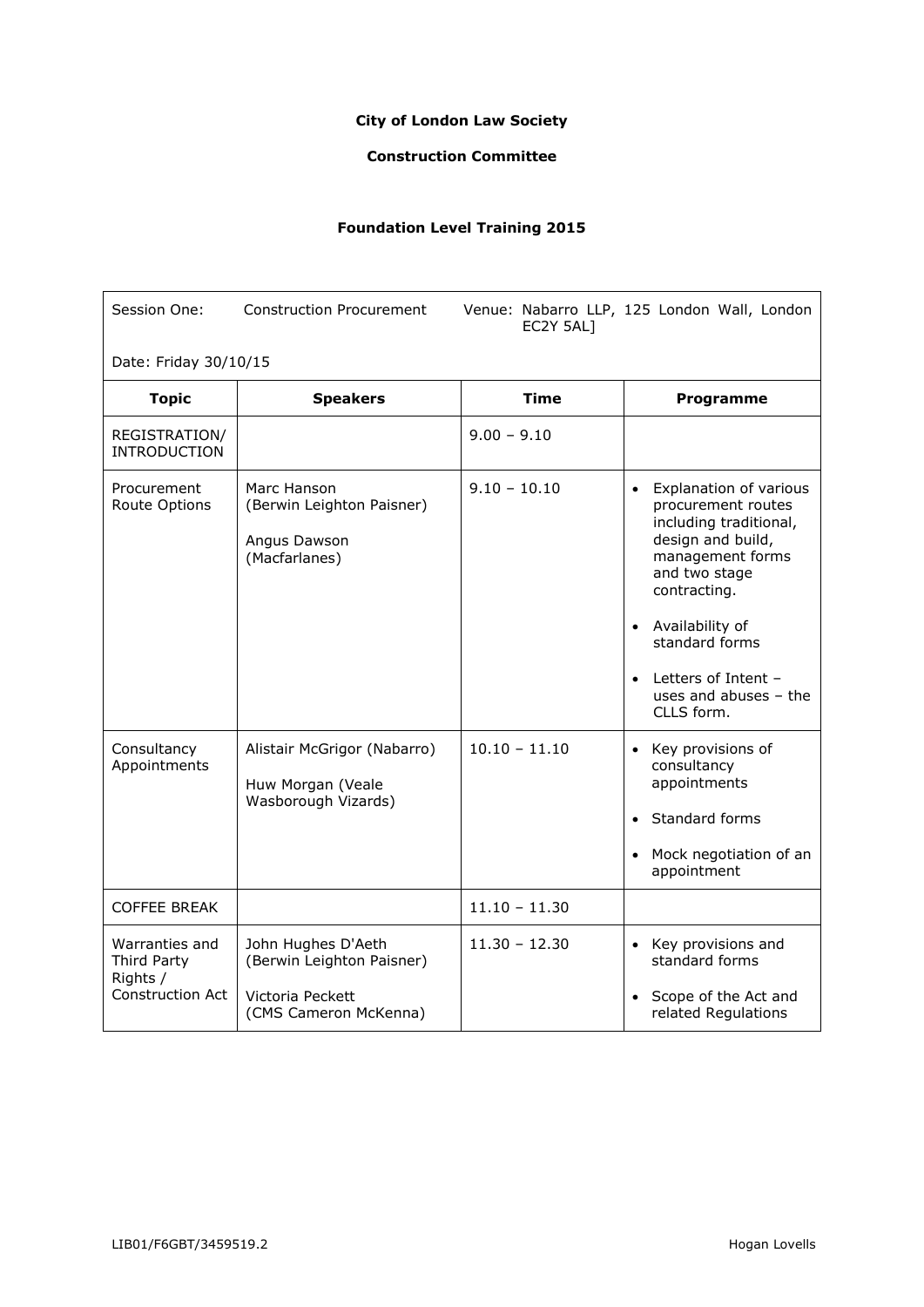**City of London Law Society**

**Construction Committee**

**Foundation Level Training 2015**

Session One: Construction Procurement

Venue: Nabarro LLP, 125 London Wall, London EC2Y 5AL]

Date: Friday 30/10/15

| Topic | Speakers | Time | Programme |
|---|---|---|---|
| REGISTRATION/ INTRODUCTION | | 9.00 – 9.10 | |
| Procurement Route Options | Marc Hanson (Berwin Leighton Paisner)<br><br>Angus Dawson (Macfarlanes) | 9.10 – 10.10 | • Explanation of various procurement routes including traditional, design and build, management forms and two stage contracting.<br><br>• Availability of standard forms<br><br>• Letters of Intent – uses and abuses – the CLLS form. |
| Consultancy Appointments | Alistair McGrigor (Nabarro)<br><br>Huw Morgan (Veale Wasborough Vizards) | 10.10 – 11.10 | • Key provisions of consultancy appointments<br><br>• Standard forms<br><br>• Mock negotiation of an appointment |
| COFFEE BREAK | | 11.10 – 11.30 | |
| Warranties and Third Party Rights / Construction Act | John Hughes D'Aeth (Berwin Leighton Paisner)<br><br>Victoria Peckett (CMS Cameron McKenna) | 11.30 – 12.30 | • Key provisions and standard forms<br><br>• Scope of the Act and related Regulations |

LIB01/F6GBT/3459519.2 Hogan Lovells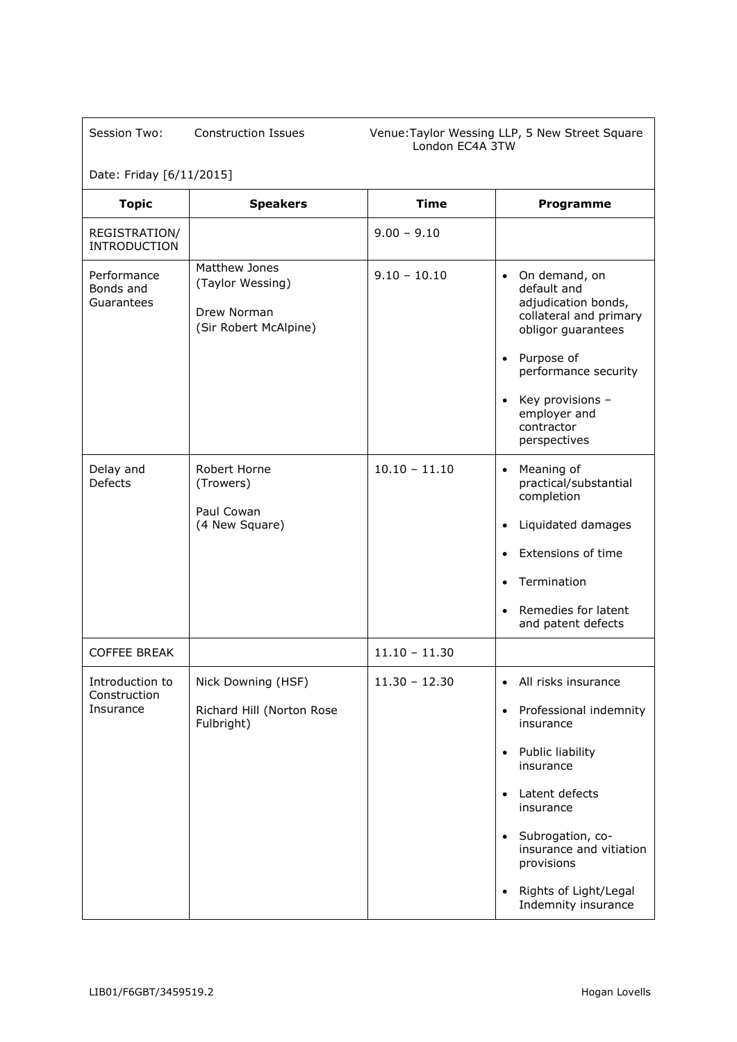Session Two: Construction Issues

Venue: Taylor Wessing LLP, 5 New Street Square London EC4A 3TW

Date: Friday [6/11/2015]

| Topic | Speakers | Time | Programme |
| --- | --- | --- | --- |
| REGISTRATION/ INTRODUCTION | | 9.00 – 9.10 | |
| Performance Bonds and Guarantees | Matthew Jones (Taylor Wessing)<br><br>Drew Norman (Sir Robert McAlpine) | 9.10 – 10.10 | • On demand, on default and adjudication bonds, collateral and primary obligor guarantees<br>• Purpose of performance security<br>• Key provisions – employer and contractor perspectives |
| Delay and Defects | Robert Horne (Trowers)<br><br>Paul Cowan (4 New Square) | 10.10 – 11.10 | • Meaning of practical/substantial completion<br>• Liquidated damages<br>• Extensions of time<br>• Termination<br>• Remedies for latent and patent defects |
| COFFEE BREAK | | 11.10 – 11.30 | |
| Introduction to Construction Insurance | Nick Downing (HSF)<br><br>Richard Hill (Norton Rose Fulbright) | 11.30 – 12.30 | • All risks insurance<br>• Professional indemnity insurance<br>• Public liability insurance<br>• Latent defects insurance<br>• Subrogation, co-insurance and vitiation provisions<br>• Rights of Light/Legal Indemnity insurance |

LIB01/F6GBT/3459519.2 Hogan Lovells